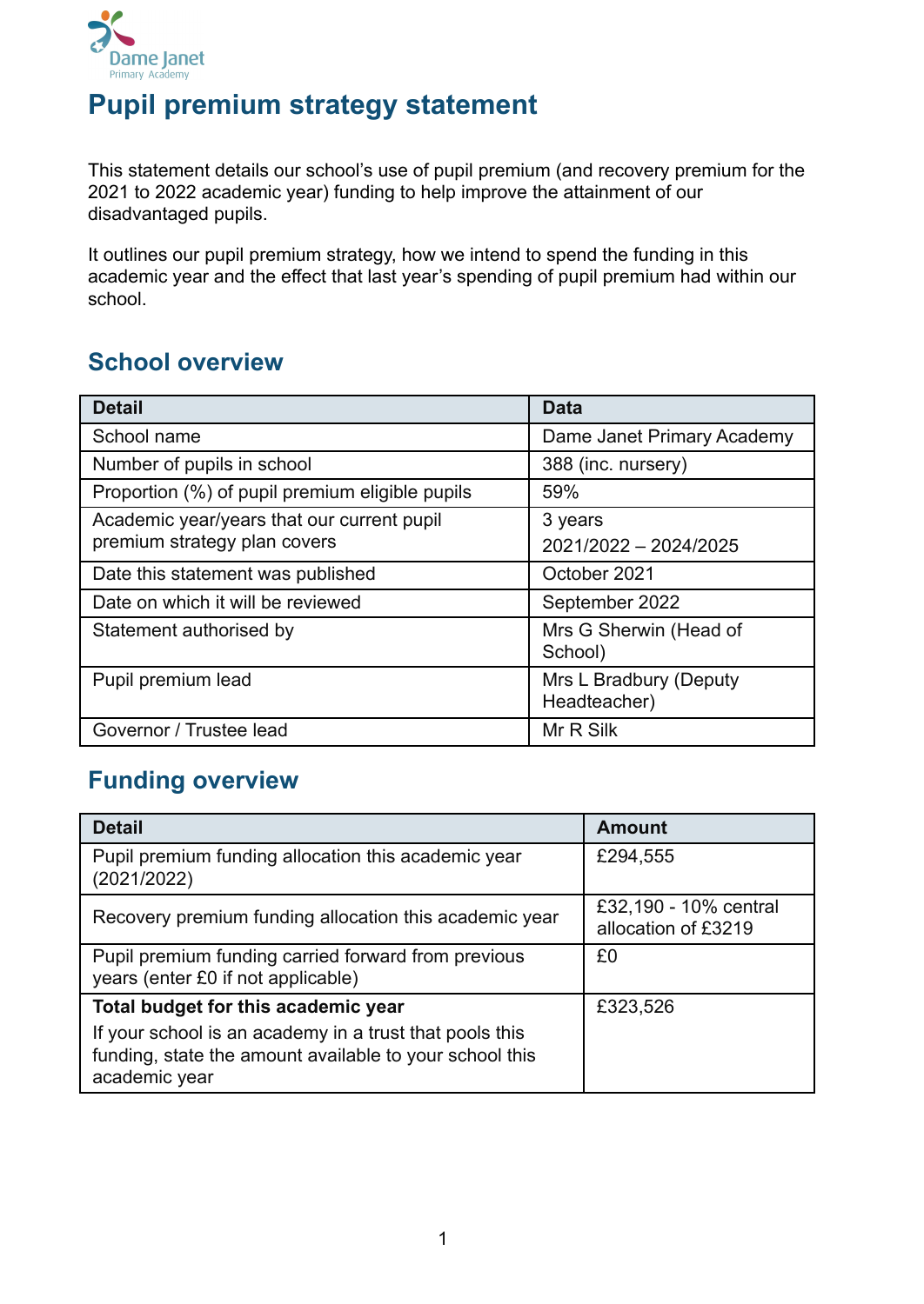Dame Janet
Primary Academy

# Pupil premium strategy statement

This statement details our school's use of pupil premium (and recovery premium for the 2021 to 2022 academic year) funding to help improve the attainment of our disadvantaged pupils.

It outlines our pupil premium strategy, how we intend to spend the funding in this academic year and the effect that last year's spending of pupil premium had within our school.

## School overview

| Detail | Data |
|---|---|
| School name | Dame Janet Primary Academy |
| Number of pupils in school | 388 (inc. nursery) |
| Proportion (%) of pupil premium eligible pupils | 59% |
| Academic year/years that our current pupil premium strategy plan covers | 3 years<br>2021/2022 – 2024/2025 |
| Date this statement was published | October 2021 |
| Date on which it will be reviewed | September 2022 |
| Statement authorised by | Mrs G Sherwin (Head of School) |
| Pupil premium lead | Mrs L Bradbury (Deputy Headteacher) |
| Governor / Trustee lead | Mr R Silk |

## Funding overview

| Detail | Amount |
|---|---|
| Pupil premium funding allocation this academic year (2021/2022) | £294,555 |
| Recovery premium funding allocation this academic year | £32,190 - 10% central allocation of £3219 |
| Pupil premium funding carried forward from previous years (enter £0 if not applicable) | £0 |
| **Total budget for this academic year**<br>If your school is an academy in a trust that pools this funding, state the amount available to your school this academic year | £323,526 |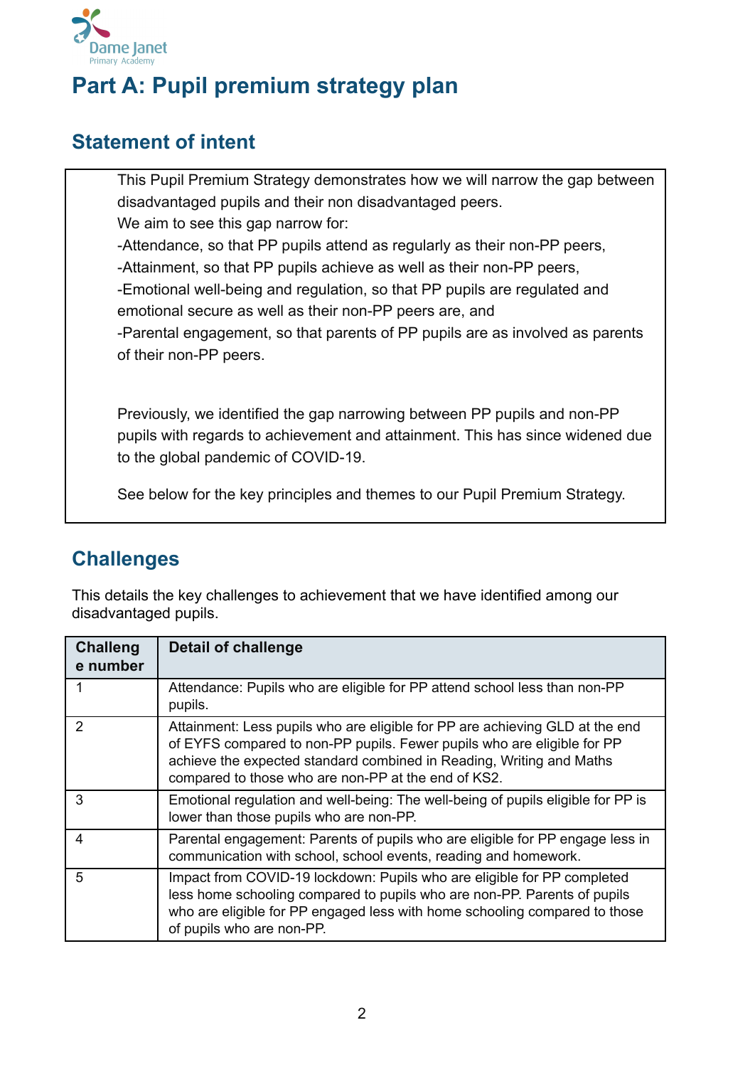# Part A: Pupil premium strategy plan

## Statement of intent

This Pupil Premium Strategy demonstrates how we will narrow the gap between disadvantaged pupils and their non disadvantaged peers.

We aim to see this gap narrow for:

-Attendance, so that PP pupils attend as regularly as their non-PP peers,

-Attainment, so that PP pupils achieve as well as their non-PP peers,

-Emotional well-being and regulation, so that PP pupils are regulated and emotional secure as well as their non-PP peers are, and

-Parental engagement, so that parents of PP pupils are as involved as parents of their non-PP peers.

Previously, we identified the gap narrowing between PP pupils and non-PP pupils with regards to achievement and attainment. This has since widened due to the global pandemic of COVID-19.

See below for the key principles and themes to our Pupil Premium Strategy.

## Challenges

This details the key challenges to achievement that we have identified among our disadvantaged pupils.

| Challenge number | Detail of challenge |
|---|---|
| 1 | Attendance: Pupils who are eligible for PP attend school less than non-PP pupils. |
| 2 | Attainment: Less pupils who are eligible for PP are achieving GLD at the end of EYFS compared to non-PP pupils. Fewer pupils who are eligible for PP achieve the expected standard combined in Reading, Writing and Maths compared to those who are non-PP at the end of KS2. |
| 3 | Emotional regulation and well-being: The well-being of pupils eligible for PP is lower than those pupils who are non-PP. |
| 4 | Parental engagement: Parents of pupils who are eligible for PP engage less in communication with school, school events, reading and homework. |
| 5 | Impact from COVID-19 lockdown: Pupils who are eligible for PP completed less home schooling compared to pupils who are non-PP. Parents of pupils who are eligible for PP engaged less with home schooling compared to those of pupils who are non-PP. |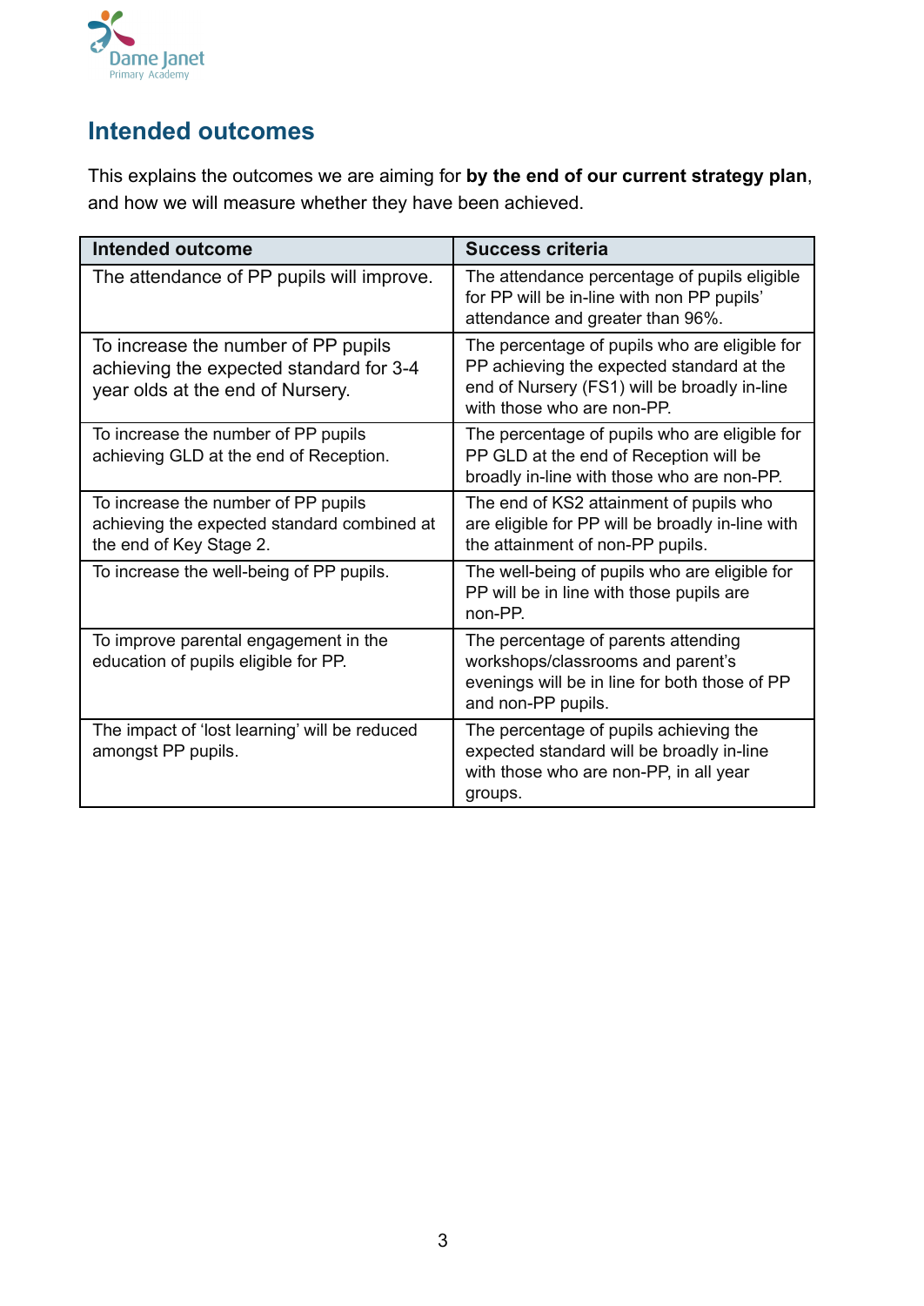## Intended outcomes

This explains the outcomes we are aiming for **by the end of our current strategy plan**, and how we will measure whether they have been achieved.

| Intended outcome | Success criteria |
|---|---|
| The attendance of PP pupils will improve. | The attendance percentage of pupils eligible for PP will be in-line with non PP pupils' attendance and greater than 96%. |
| To increase the number of PP pupils achieving the expected standard for 3-4 year olds at the end of Nursery. | The percentage of pupils who are eligible for PP achieving the expected standard at the end of Nursery (FS1) will be broadly in-line with those who are non-PP. |
| To increase the number of PP pupils achieving GLD at the end of Reception. | The percentage of pupils who are eligible for PP GLD at the end of Reception will be broadly in-line with those who are non-PP. |
| To increase the number of PP pupils achieving the expected standard combined at the end of Key Stage 2. | The end of KS2 attainment of pupils who are eligible for PP will be broadly in-line with the attainment of non-PP pupils. |
| To increase the well-being of PP pupils. | The well-being of pupils who are eligible for PP will be in line with those pupils are non-PP. |
| To improve parental engagement in the education of pupils eligible for PP. | The percentage of parents attending workshops/classrooms and parent's evenings will be in line for both those of PP and non-PP pupils. |
| The impact of 'lost learning' will be reduced amongst PP pupils. | The percentage of pupils achieving the expected standard will be broadly in-line with those who are non-PP, in all year groups. |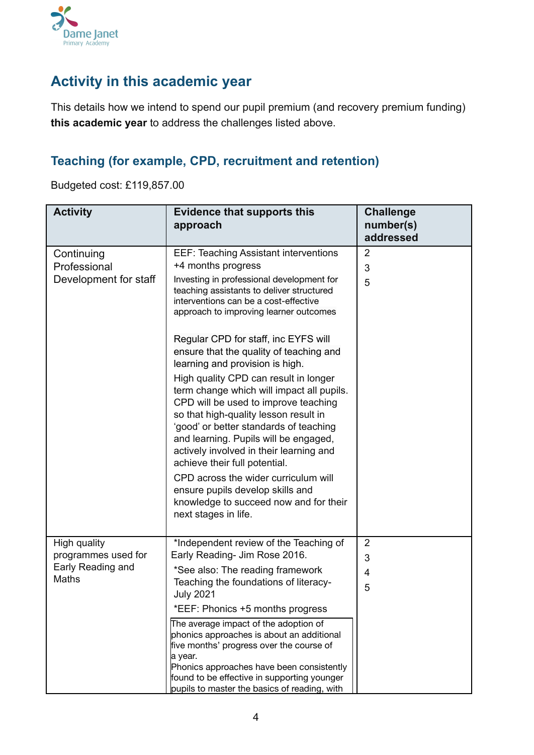## Activity in this academic year

This details how we intend to spend our pupil premium (and recovery premium funding) **this academic year** to address the challenges listed above.

### Teaching (for example, CPD, recruitment and retention)

Budgeted cost: £119,857.00

| Activity | Evidence that supports this approach | Challenge number(s) addressed |
|---|---|---|
| Continuing Professional Development for staff | EEF: Teaching Assistant interventions +4 months progress<br>Investing in professional development for teaching assistants to deliver structured interventions can be a cost-effective approach to improving learner outcomes<br><br>Regular CPD for staff, inc EYFS will ensure that the quality of teaching and learning and provision is high.<br>High quality CPD can result in longer term change which will impact all pupils. CPD will be used to improve teaching so that high-quality lesson result in 'good' or better standards of teaching and learning. Pupils will be engaged, actively involved in their learning and achieve their full potential.<br>CPD across the wider curriculum will ensure pupils develop skills and knowledge to succeed now and for their next stages in life. | 2<br>3<br>5 |
| High quality programmes used for Early Reading and Maths | *Independent review of the Teaching of Early Reading- Jim Rose 2016.<br>*See also: The reading framework Teaching the foundations of literacy- July 2021<br>*EEF: Phonics +5 months progress<br>The average impact of the adoption of phonics approaches is about an additional five months' progress over the course of a year.<br>Phonics approaches have been consistently found to be effective in supporting younger pupils to master the basics of reading, with | 2<br>3<br>4<br>5 |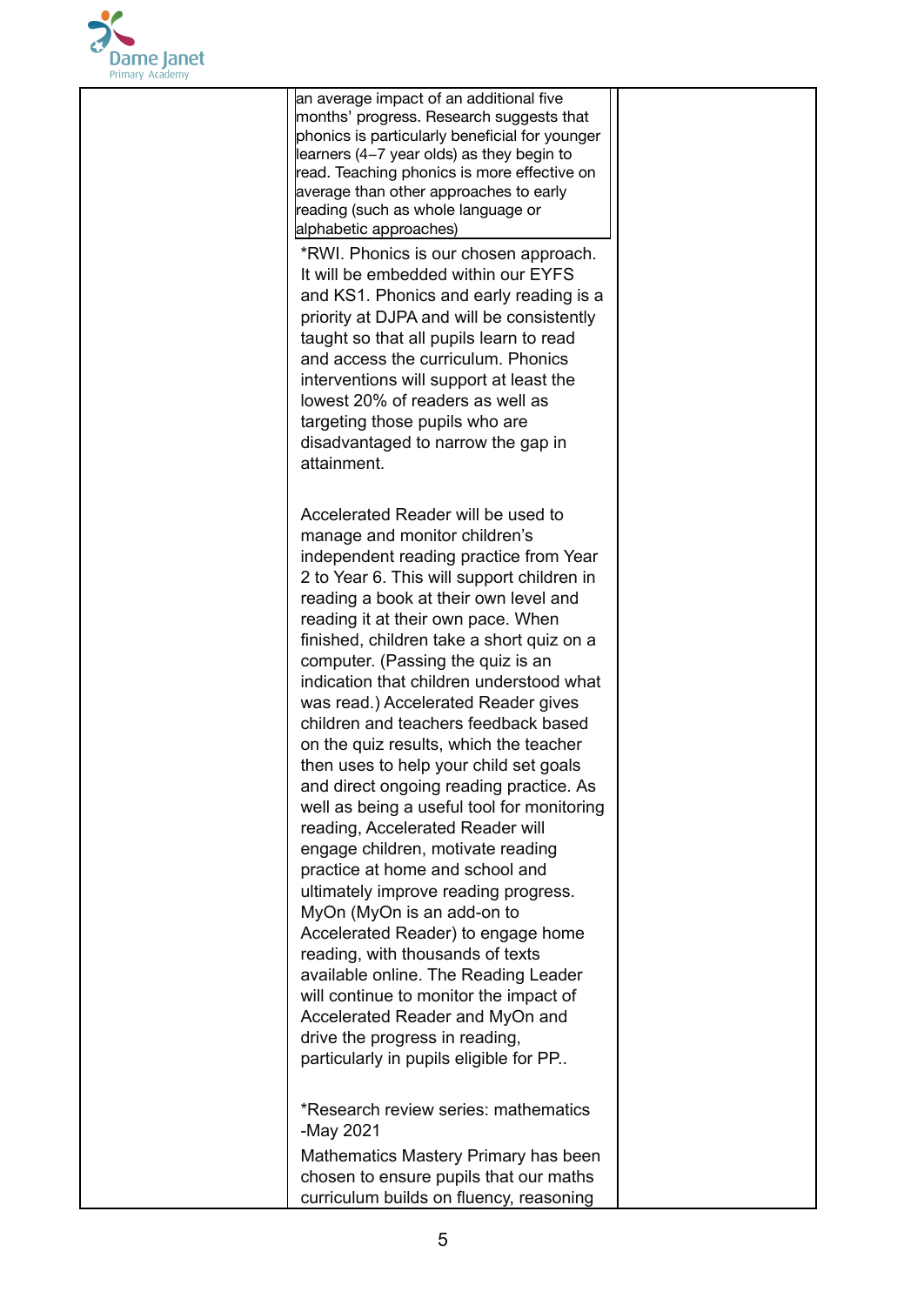| | | |
|---|---|---|
| | an average impact of an additional five months' progress. Research suggests that phonics is particularly beneficial for younger learners (4–7 year olds) as they begin to read. Teaching phonics is more effective on average than other approaches to early reading (such as whole language or alphabetic approaches)<br><br>*RWI. Phonics is our chosen approach. It will be embedded within our EYFS and KS1. Phonics and early reading is a priority at DJPA and will be consistently taught so that all pupils learn to read and access the curriculum. Phonics interventions will support at least the lowest 20% of readers as well as targeting those pupils who are disadvantaged to narrow the gap in attainment.<br><br>Accelerated Reader will be used to manage and monitor children's independent reading practice from Year 2 to Year 6. This will support children in reading a book at their own level and reading it at their own pace. When finished, children take a short quiz on a computer. (Passing the quiz is an indication that children understood what was read.) Accelerated Reader gives children and teachers feedback based on the quiz results, which the teacher then uses to help your child set goals and direct ongoing reading practice. As well as being a useful tool for monitoring reading, Accelerated Reader will engage children, motivate reading practice at home and school and ultimately improve reading progress. MyOn (MyOn is an add-on to Accelerated Reader) to engage home reading, with thousands of texts available online. The Reading Leader will continue to monitor the impact of Accelerated Reader and MyOn and drive the progress in reading, particularly in pupils eligible for PP..<br><br>*Research review series: mathematics -May 2021<br><br>Mathematics Mastery Primary has been chosen to ensure pupils that our maths curriculum builds on fluency, reasoning | |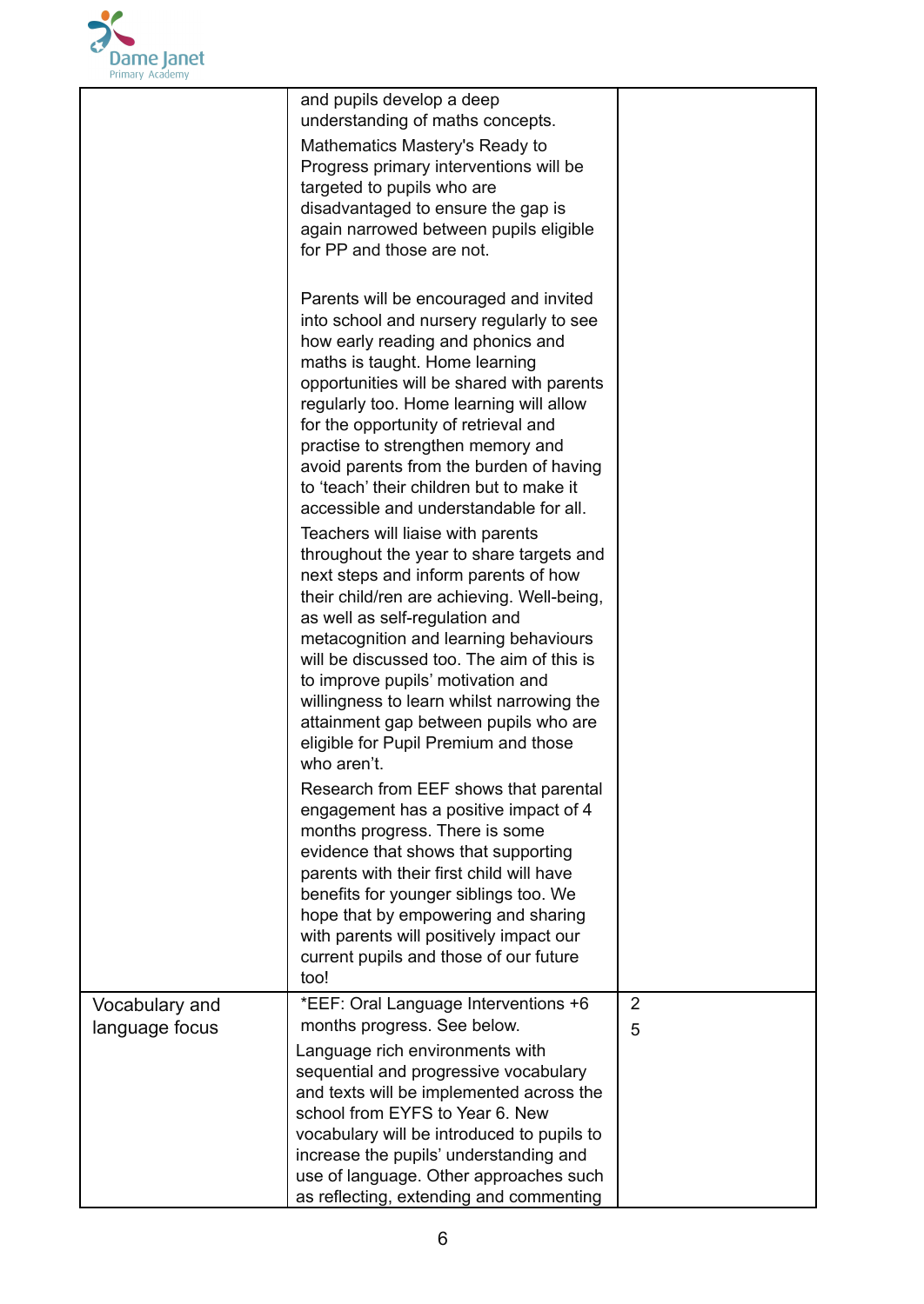| | | |
|---|---|---|
| | and pupils develop a deep understanding of maths concepts.<br>Mathematics Mastery's Ready to Progress primary interventions will be targeted to pupils who are disadvantaged to ensure the gap is again narrowed between pupils eligible for PP and those are not.<br><br>Parents will be encouraged and invited into school and nursery regularly to see how early reading and phonics and maths is taught. Home learning opportunities will be shared with parents regularly too. Home learning will allow for the opportunity of retrieval and practise to strengthen memory and avoid parents from the burden of having to 'teach' their children but to make it accessible and understandable for all.<br>Teachers will liaise with parents throughout the year to share targets and next steps and inform parents of how their child/ren are achieving. Well-being, as well as self-regulation and metacognition and learning behaviours will be discussed too. The aim of this is to improve pupils' motivation and willingness to learn whilst narrowing the attainment gap between pupils who are eligible for Pupil Premium and those who aren't.<br>Research from EEF shows that parental engagement has a positive impact of 4 months progress. There is some evidence that shows that supporting parents with their first child will have benefits for younger siblings too. We hope that by empowering and sharing with parents will positively impact our current pupils and those of our future too! | |
| Vocabulary and language focus | *EEF: Oral Language Interventions +6 months progress. See below.<br>Language rich environments with sequential and progressive vocabulary and texts will be implemented across the school from EYFS to Year 6. New vocabulary will be introduced to pupils to increase the pupils' understanding and use of language. Other approaches such as reflecting, extending and commenting | 2<br>5 |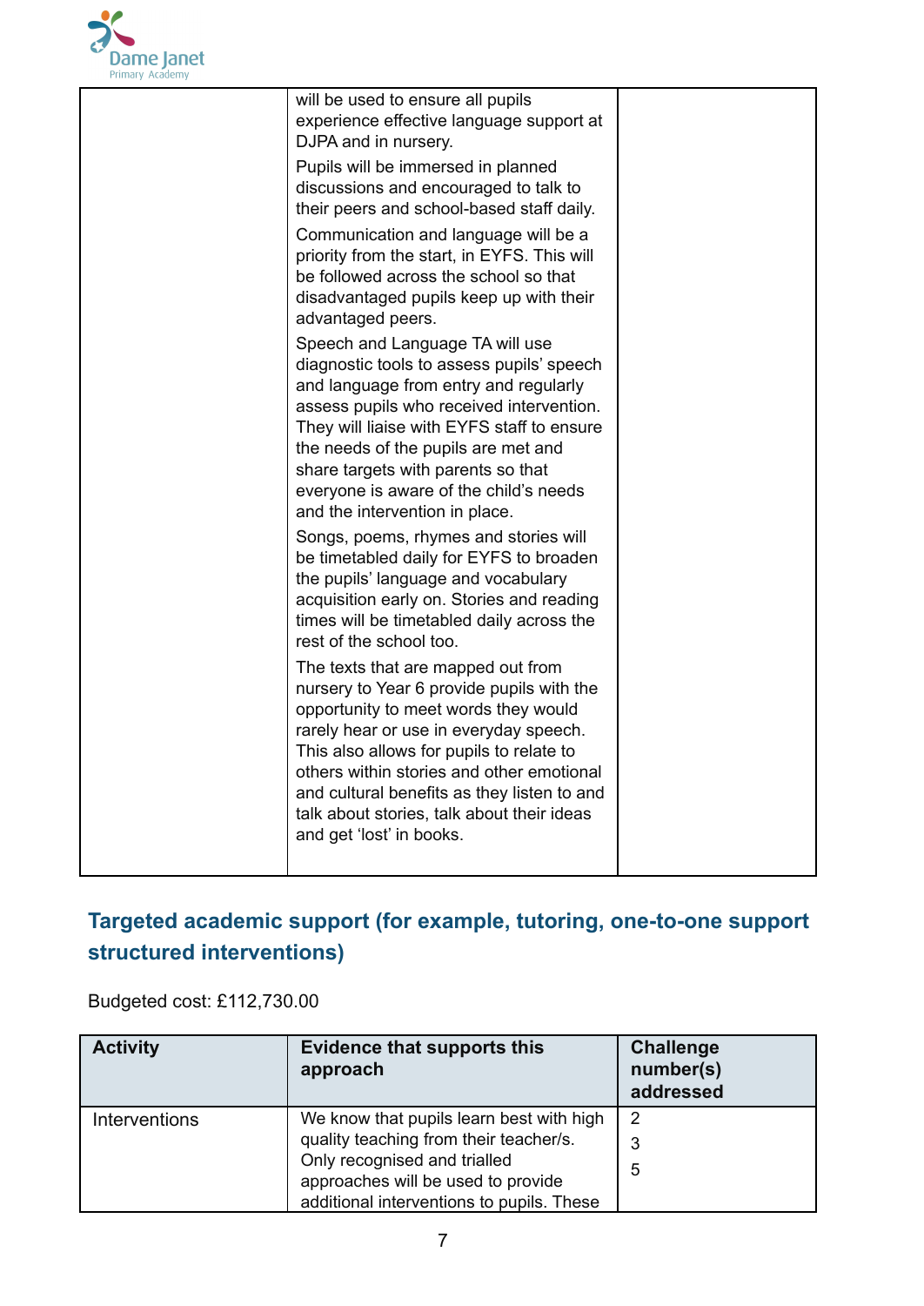| | | |
|---|---|---|
| | will be used to ensure all pupils experience effective language support at DJPA and in nursery.<br><br>Pupils will be immersed in planned discussions and encouraged to talk to their peers and school-based staff daily.<br><br>Communication and language will be a priority from the start, in EYFS. This will be followed across the school so that disadvantaged pupils keep up with their advantaged peers.<br><br>Speech and Language TA will use diagnostic tools to assess pupils' speech and language from entry and regularly assess pupils who received intervention. They will liaise with EYFS staff to ensure the needs of the pupils are met and share targets with parents so that everyone is aware of the child's needs and the intervention in place.<br><br>Songs, poems, rhymes and stories will be timetabled daily for EYFS to broaden the pupils' language and vocabulary acquisition early on. Stories and reading times will be timetabled daily across the rest of the school too.<br><br>The texts that are mapped out from nursery to Year 6 provide pupils with the opportunity to meet words they would rarely hear or use in everyday speech. This also allows for pupils to relate to others within stories and other emotional and cultural benefits as they listen to and talk about stories, talk about their ideas and get 'lost' in books. | |

## Targeted academic support (for example, tutoring, one-to-one support structured interventions)

Budgeted cost: £112,730.00

| Activity | Evidence that supports this approach | Challenge number(s) addressed |
|---|---|---|
| Interventions | We know that pupils learn best with high quality teaching from their teacher/s. Only recognised and trialled approaches will be used to provide additional interventions to pupils. These | 2<br>3<br>5 |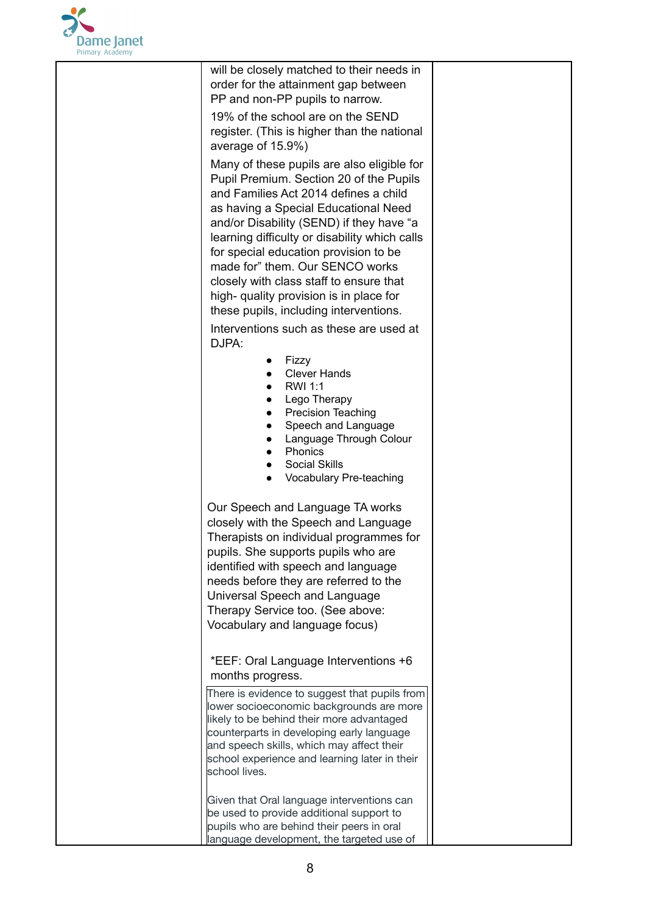| | | |
|---|---|---|
| | will be closely matched to their needs in order for the attainment gap between PP and non-PP pupils to narrow.<br><br>19% of the school are on the SEND register. (This is higher than the national average of 15.9%)<br><br>Many of these pupils are also eligible for Pupil Premium. Section 20 of the Pupils and Families Act 2014 defines a child as having a Special Educational Need and/or Disability (SEND) if they have "a learning difficulty or disability which calls for special education provision to be made for" them. Our SENCO works closely with class staff to ensure that high- quality provision is in place for these pupils, including interventions.<br><br>Interventions such as these are used at DJPA:<br><br>• Fizzy<br>• Clever Hands<br>• RWI 1:1<br>• Lego Therapy<br>• Precision Teaching<br>• Speech and Language<br>• Language Through Colour<br>• Phonics<br>• Social Skills<br>• Vocabulary Pre-teaching<br><br>Our Speech and Language TA works closely with the Speech and Language Therapists on individual programmes for pupils. She supports pupils who are identified with speech and language needs before they are referred to the Universal Speech and Language Therapy Service too. (See above: Vocabulary and language focus)<br><br>*EEF: Oral Language Interventions +6 months progress.<br><br>There is evidence to suggest that pupils from lower socioeconomic backgrounds are more likely to be behind their more advantaged counterparts in developing early language and speech skills, which may affect their school experience and learning later in their school lives.<br><br>Given that Oral language interventions can be used to provide additional support to pupils who are behind their peers in oral language development, the targeted use of | |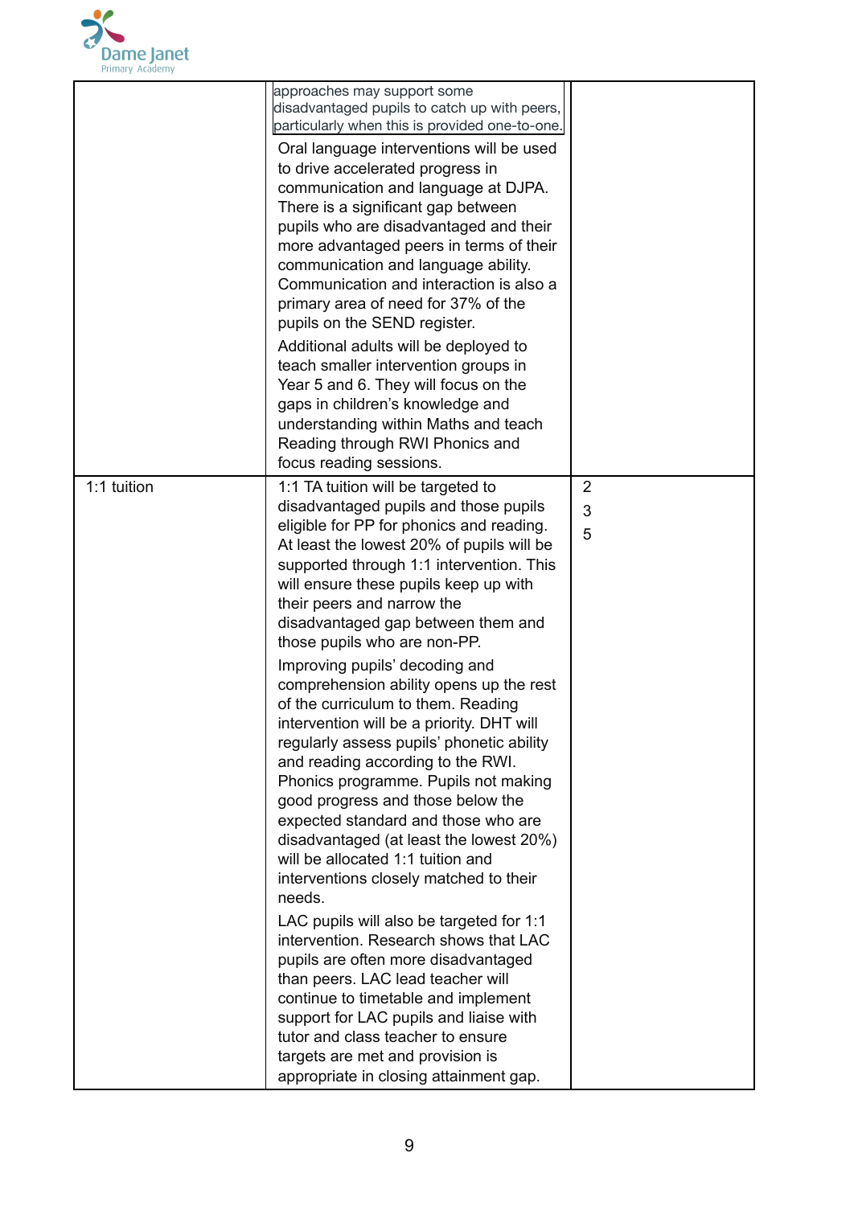| | | |
|---|---|---|
| | approaches may support some disadvantaged pupils to catch up with peers, particularly when this is provided one-to-one.<br><br>Oral language interventions will be used to drive accelerated progress in communication and language at DJPA. There is a significant gap between pupils who are disadvantaged and their more advantaged peers in terms of their communication and language ability. Communication and interaction is also a primary area of need for 37% of the pupils on the SEND register.<br><br>Additional adults will be deployed to teach smaller intervention groups in Year 5 and 6. They will focus on the gaps in children's knowledge and understanding within Maths and teach Reading through RWI Phonics and focus reading sessions. | |
| 1:1 tuition | 1:1 TA tuition will be targeted to disadvantaged pupils and those pupils eligible for PP for phonics and reading. At least the lowest 20% of pupils will be supported through 1:1 intervention. This will ensure these pupils keep up with their peers and narrow the disadvantaged gap between them and those pupils who are non-PP.<br><br>Improving pupils' decoding and comprehension ability opens up the rest of the curriculum to them. Reading intervention will be a priority. DHT will regularly assess pupils' phonetic ability and reading according to the RWI. Phonics programme. Pupils not making good progress and those below the expected standard and those who are disadvantaged (at least the lowest 20%) will be allocated 1:1 tuition and interventions closely matched to their needs.<br><br>LAC pupils will also be targeted for 1:1 intervention. Research shows that LAC pupils are often more disadvantaged than peers. LAC lead teacher will continue to timetable and implement support for LAC pupils and liaise with tutor and class teacher to ensure targets are met and provision is appropriate in closing attainment gap. | 2<br>3<br>5 |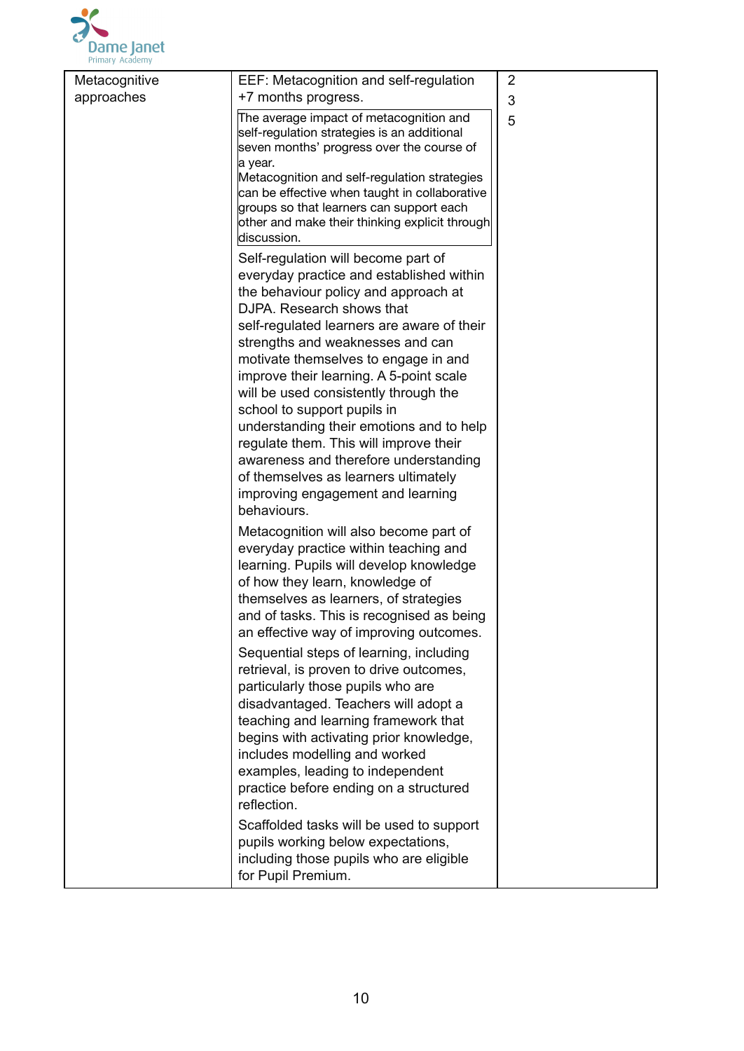| Metacognitive approaches | EEF: Metacognition and self-regulation +7 months progress.<br><br>The average impact of metacognition and self-regulation strategies is an additional seven months' progress over the course of a year.<br>Metacognition and self-regulation strategies can be effective when taught in collaborative groups so that learners can support each other and make their thinking explicit through discussion.<br><br>Self-regulation will become part of everyday practice and established within the behaviour policy and approach at DJPA. Research shows that self-regulated learners are aware of their strengths and weaknesses and can motivate themselves to engage in and improve their learning. A 5-point scale will be used consistently through the school to support pupils in understanding their emotions and to help regulate them. This will improve their awareness and therefore understanding of themselves as learners ultimately improving engagement and learning behaviours.<br><br>Metacognition will also become part of everyday practice within teaching and learning. Pupils will develop knowledge of how they learn, knowledge of themselves as learners, of strategies and of tasks. This is recognised as being an effective way of improving outcomes.<br><br>Sequential steps of learning, including retrieval, is proven to drive outcomes, particularly those pupils who are disadvantaged. Teachers will adopt a teaching and learning framework that begins with activating prior knowledge, includes modelling and worked examples, leading to independent practice before ending on a structured reflection.<br><br>Scaffolded tasks will be used to support pupils working below expectations, including those pupils who are eligible for Pupil Premium. | 2<br>3<br>5 |
|---|---|---|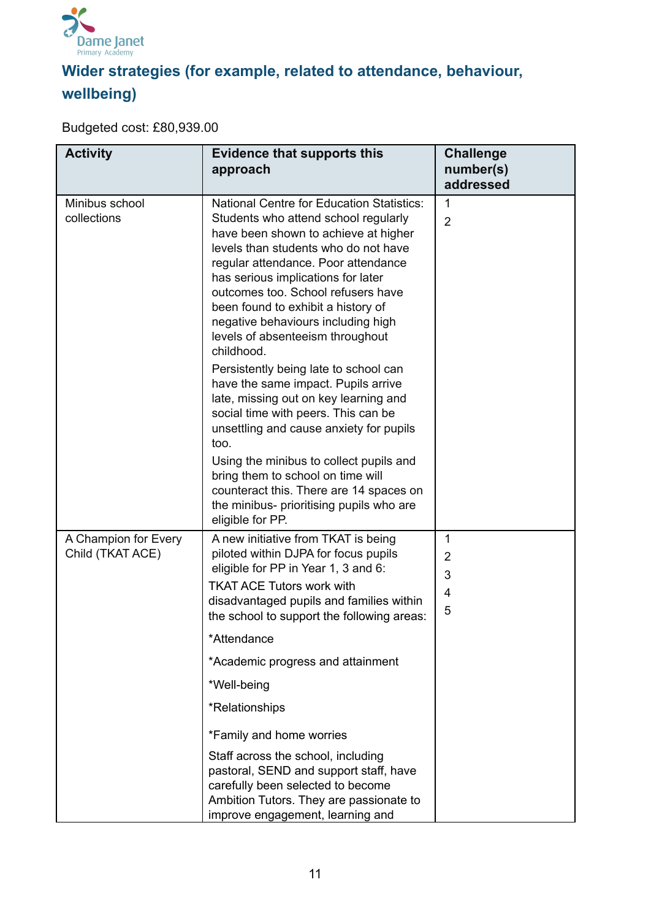## Wider strategies (for example, related to attendance, behaviour, wellbeing)

Budgeted cost: £80,939.00

| Activity | Evidence that supports this approach | Challenge number(s) addressed |
|---|---|---|
| Minibus school collections | National Centre for Education Statistics: Students who attend school regularly have been shown to achieve at higher levels than students who do not have regular attendance. Poor attendance has serious implications for later outcomes too. School refusers have been found to exhibit a history of negative behaviours including high levels of absenteeism throughout childhood.<br><br>Persistently being late to school can have the same impact. Pupils arrive late, missing out on key learning and social time with peers. This can be unsettling and cause anxiety for pupils too.<br><br>Using the minibus to collect pupils and bring them to school on time will counteract this. There are 14 spaces on the minibus- prioritising pupils who are eligible for PP. | 1<br>2 |
| A Champion for Every Child (TKAT ACE) | A new initiative from TKAT is being piloted within DJPA for focus pupils eligible for PP in Year 1, 3 and 6:<br><br>TKAT ACE Tutors work with disadvantaged pupils and families within the school to support the following areas:<br><br>*Attendance<br><br>*Academic progress and attainment<br><br>*Well-being<br><br>*Relationships<br><br>*Family and home worries<br><br>Staff across the school, including pastoral, SEND and support staff, have carefully been selected to become Ambition Tutors. They are passionate to improve engagement, learning and | 1<br>2<br>3<br>4<br>5 |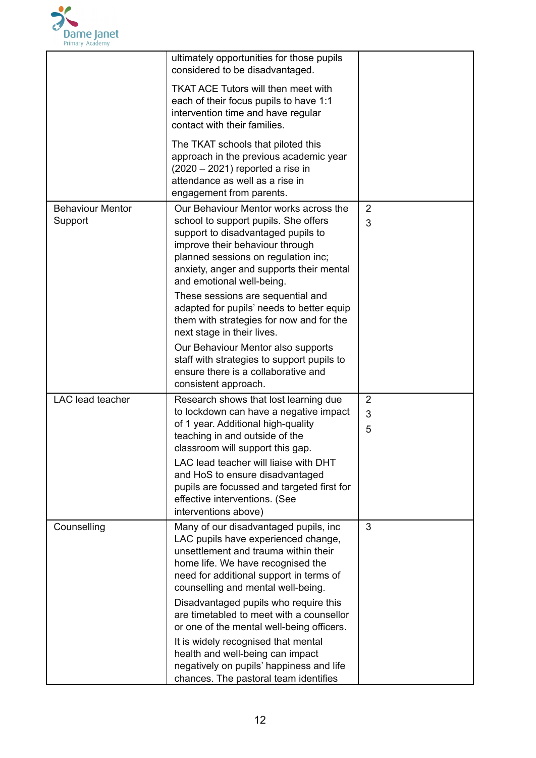| | | |
|---|---|---|
| | ultimately opportunities for those pupils considered to be disadvantaged.<br><br>TKAT ACE Tutors will then meet with each of their focus pupils to have 1:1 intervention time and have regular contact with their families.<br><br>The TKAT schools that piloted this approach in the previous academic year (2020 – 2021) reported a rise in attendance as well as a rise in engagement from parents. | |
| Behaviour Mentor Support | Our Behaviour Mentor works across the school to support pupils. She offers support to disadvantaged pupils to improve their behaviour through planned sessions on regulation inc; anxiety, anger and supports their mental and emotional well-being.<br><br>These sessions are sequential and adapted for pupils' needs to better equip them with strategies for now and for the next stage in their lives.<br><br>Our Behaviour Mentor also supports staff with strategies to support pupils to ensure there is a collaborative and consistent approach. | 2<br>3 |
| LAC lead teacher | Research shows that lost learning due to lockdown can have a negative impact of 1 year. Additional high-quality teaching in and outside of the classroom will support this gap.<br><br>LAC lead teacher will liaise with DHT and HoS to ensure disadvantaged pupils are focussed and targeted first for effective interventions. (See interventions above) | 2<br>3<br>5 |
| Counselling | Many of our disadvantaged pupils, inc LAC pupils have experienced change, unsettlement and trauma within their home life. We have recognised the need for additional support in terms of counselling and mental well-being.<br><br>Disadvantaged pupils who require this are timetabled to meet with a counsellor or one of the mental well-being officers.<br><br>It is widely recognised that mental health and well-being can impact negatively on pupils' happiness and life chances. The pastoral team identifies | 3 |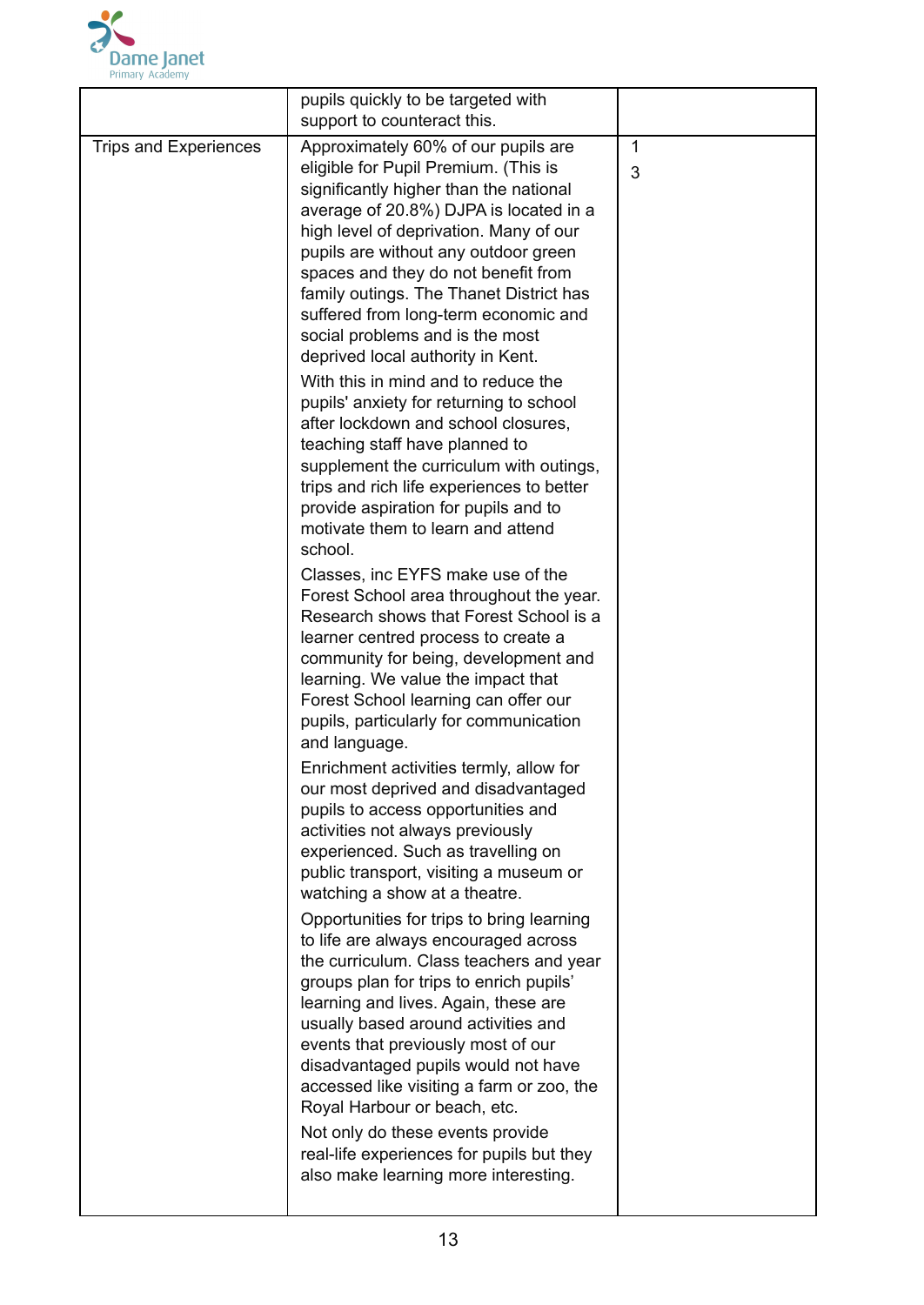| | | |
|---|---|---|
| | pupils quickly to be targeted with support to counteract this. | |
| Trips and Experiences | Approximately 60% of our pupils are eligible for Pupil Premium. (This is significantly higher than the national average of 20.8%) DJPA is located in a high level of deprivation. Many of our pupils are without any outdoor green spaces and they do not benefit from family outings. The Thanet District has suffered from long-term economic and social problems and is the most deprived local authority in Kent.<br><br>With this in mind and to reduce the pupils' anxiety for returning to school after lockdown and school closures, teaching staff have planned to supplement the curriculum with outings, trips and rich life experiences to better provide aspiration for pupils and to motivate them to learn and attend school.<br><br>Classes, inc EYFS make use of the Forest School area throughout the year. Research shows that Forest School is a learner centred process to create a community for being, development and learning. We value the impact that Forest School learning can offer our pupils, particularly for communication and language.<br><br>Enrichment activities termly, allow for our most deprived and disadvantaged pupils to access opportunities and activities not always previously experienced. Such as travelling on public transport, visiting a museum or watching a show at a theatre.<br><br>Opportunities for trips to bring learning to life are always encouraged across the curriculum. Class teachers and year groups plan for trips to enrich pupils' learning and lives. Again, these are usually based around activities and events that previously most of our disadvantaged pupils would not have accessed like visiting a farm or zoo, the Royal Harbour or beach, etc.<br><br>Not only do these events provide real-life experiences for pupils but they also make learning more interesting. | 1<br>3 |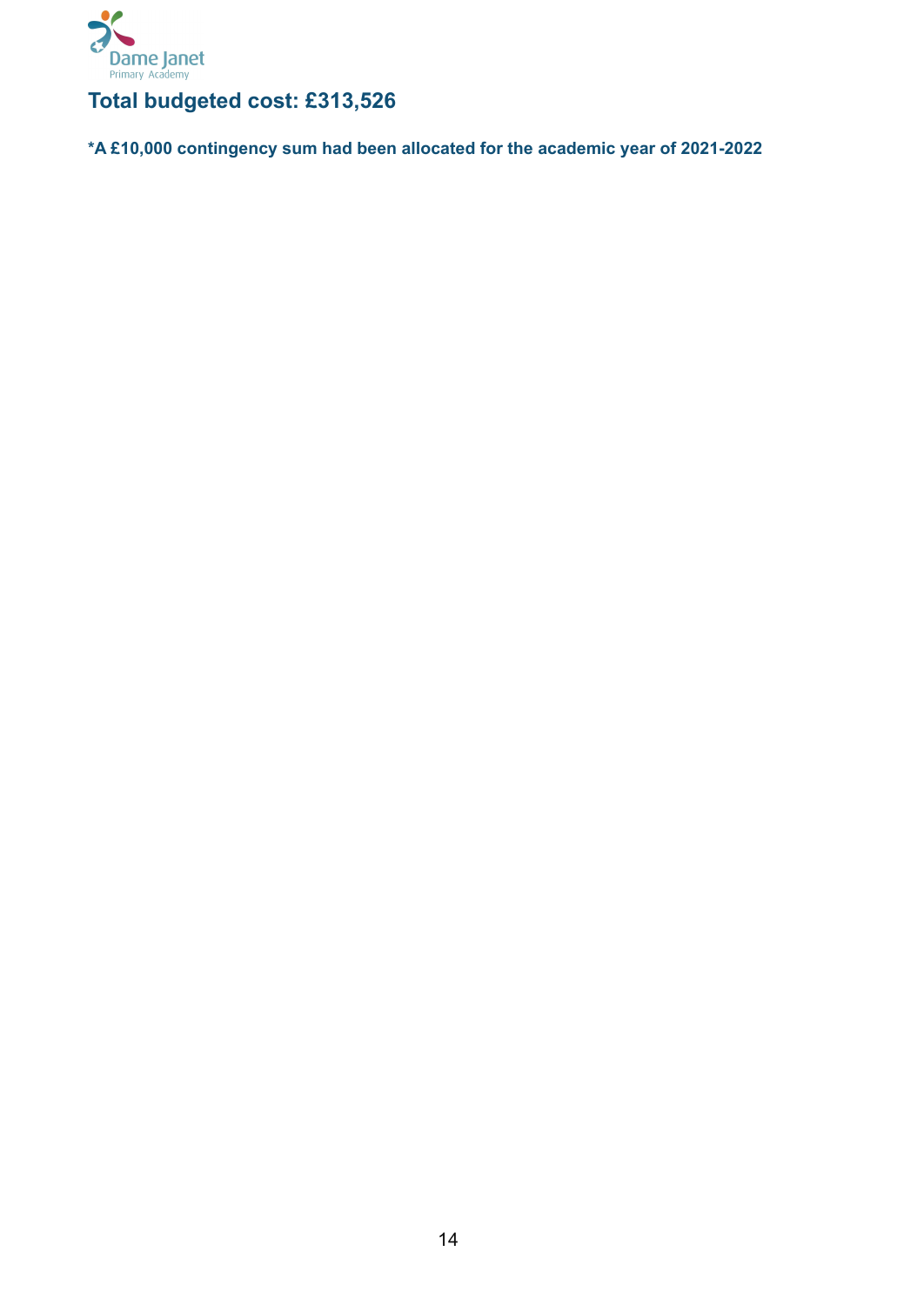## Total budgeted cost: £313,526

**\*A £10,000 contingency sum had been allocated for the academic year of 2021-2022**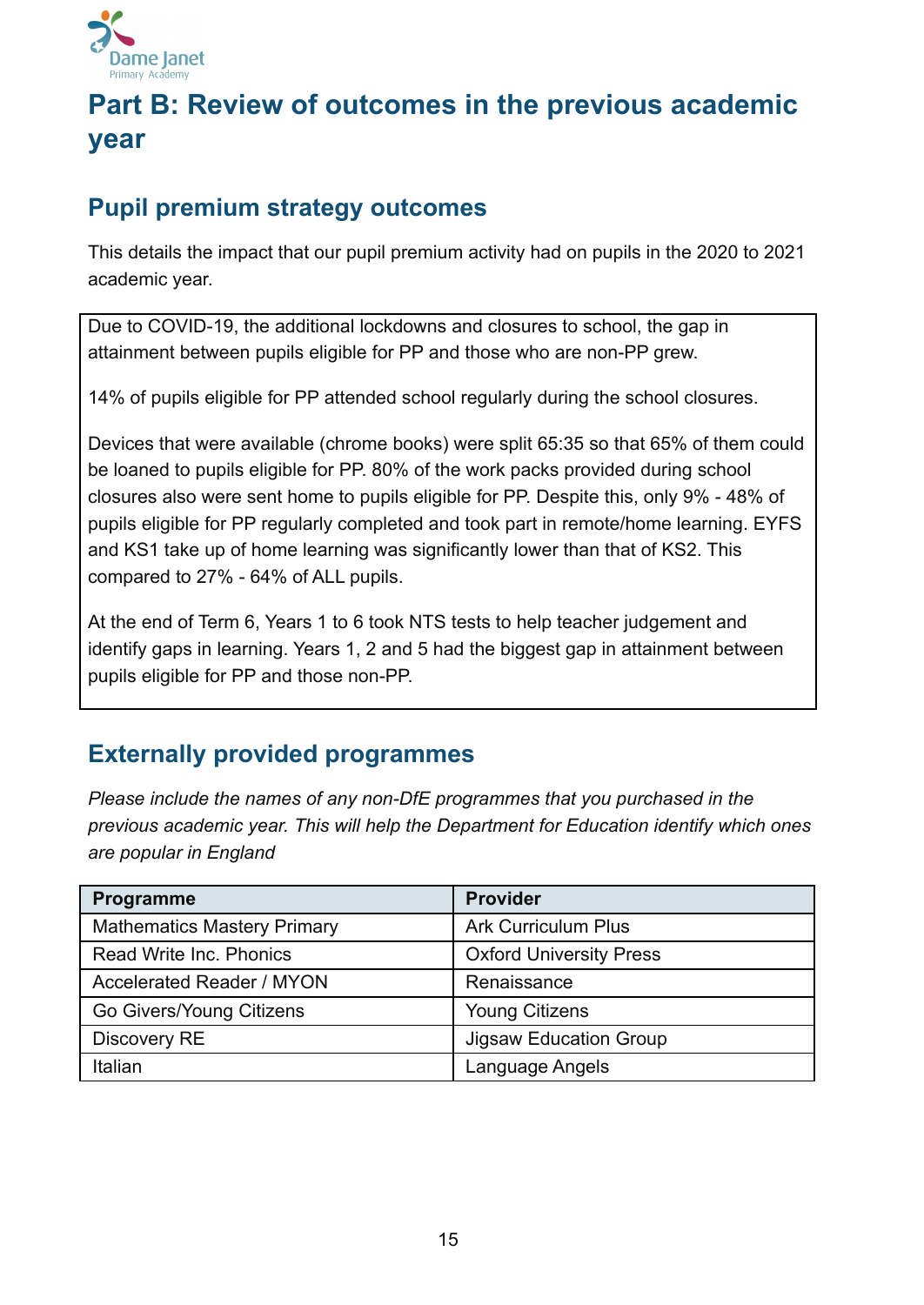# Part B: Review of outcomes in the previous academic year

## Pupil premium strategy outcomes

This details the impact that our pupil premium activity had on pupils in the 2020 to 2021 academic year.

Due to COVID-19, the additional lockdowns and closures to school, the gap in attainment between pupils eligible for PP and those who are non-PP grew.

14% of pupils eligible for PP attended school regularly during the school closures.

Devices that were available (chrome books) were split 65:35 so that 65% of them could be loaned to pupils eligible for PP. 80% of the work packs provided during school closures also were sent home to pupils eligible for PP. Despite this, only 9% - 48% of pupils eligible for PP regularly completed and took part in remote/home learning. EYFS and KS1 take up of home learning was significantly lower than that of KS2. This compared to 27% - 64% of ALL pupils.

At the end of Term 6, Years 1 to 6 took NTS tests to help teacher judgement and identify gaps in learning. Years 1, 2 and 5 had the biggest gap in attainment between pupils eligible for PP and those non-PP.

## Externally provided programmes

*Please include the names of any non-DfE programmes that you purchased in the previous academic year. This will help the Department for Education identify which ones are popular in England*

| Programme | Provider |
|---|---|
| Mathematics Mastery Primary | Ark Curriculum Plus |
| Read Write Inc. Phonics | Oxford University Press |
| Accelerated Reader / MYON | Renaissance |
| Go Givers/Young Citizens | Young Citizens |
| Discovery RE | Jigsaw Education Group |
| Italian | Language Angels |